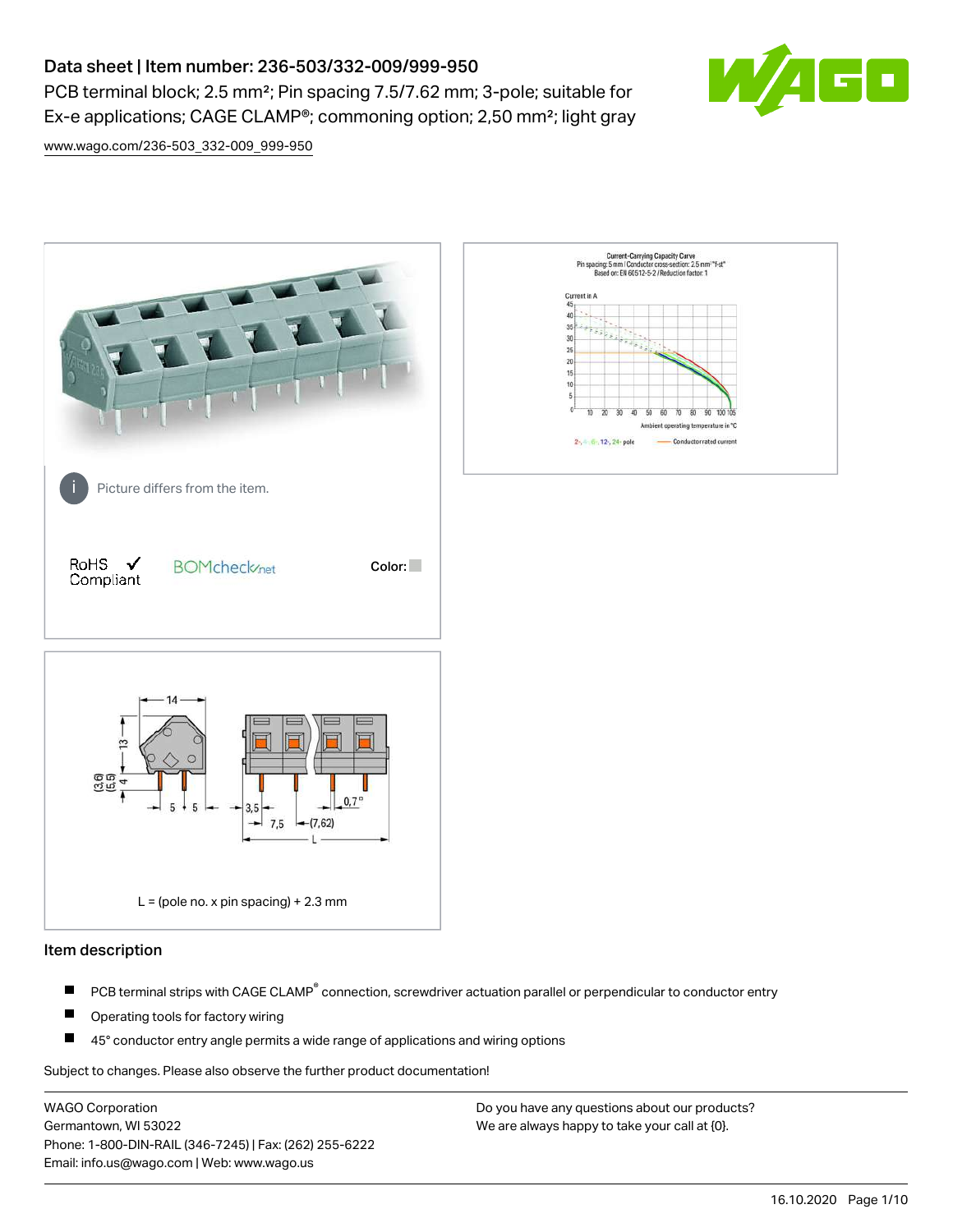# Data sheet | Item number: 236-503/332-009/999-950

PCB terminal block; 2.5 mm²; Pin spacing 7.5/7.62 mm; 3-pole; suitable for Ex-e applications; CAGE CLAMP®; commoning option; 2,50 mm²; light gray

www.wago.com/236-503_332-009_999-950

Picture differs from the item.

RoHS Compliant

BOMcheck.net

Color:

L = (pole no. x pin spacing) + 2.3 mm

## Item description

- PCB terminal strips with CAGE CLAMP® connection, screwdriver actuation parallel or perpendicular to conductor entry
- Operating tools for factory wiring
- 45° conductor entry angle permits a wide range of applications and wiring options

Subject to changes. Please also observe the further product documentation!

WAGO Corporation
Germantown, WI 53022
Phone: 1-800-DIN-RAIL (346-7245) | Fax: (262) 255-6222
Email: info.us@wago.com | Web: www.wago.us

Do you have any questions about our products?
We are always happy to take your call at {0}.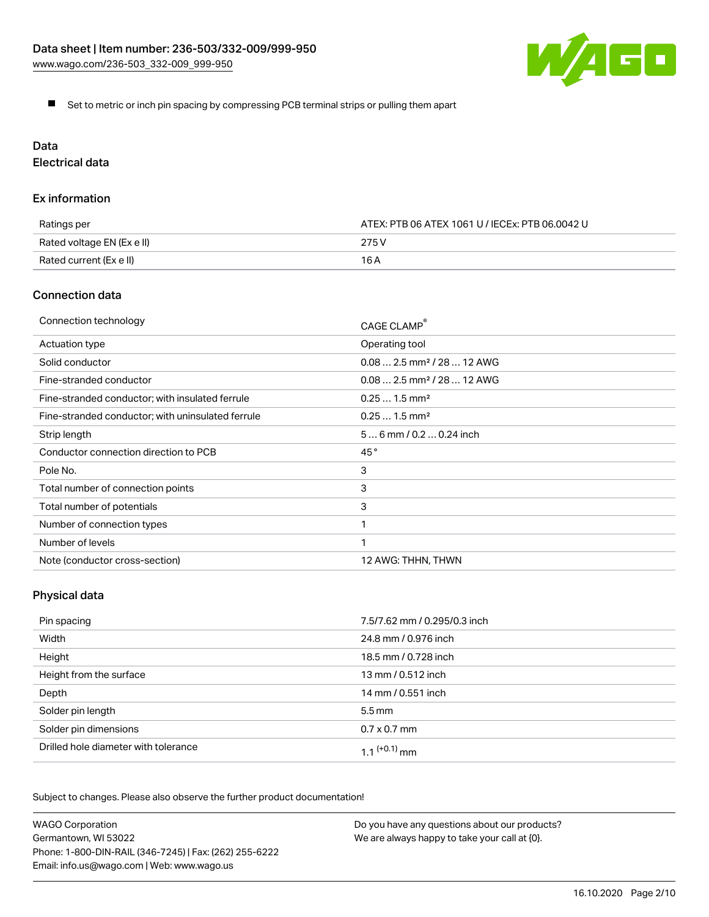- Set to metric or inch pin spacing by compressing PCB terminal strips or pulling them apart

## Data

### Electrical data

#### Ex information

| Ratings per | ATEX: PTB 06 ATEX 1061 U / IECEx: PTB 06.0042 U |
| --- | --- |
| Rated voltage EN (Ex e II) | 275 V |
| Rated current (Ex e II) | 16 A |

#### Connection data

| Connection technology | CAGE CLAMP® |
| --- | --- |
| Actuation type | Operating tool |
| Solid conductor | 0.08 … 2.5 mm² / 28 … 12 AWG |
| Fine-stranded conductor | 0.08 … 2.5 mm² / 28 … 12 AWG |
| Fine-stranded conductor; with insulated ferrule | 0.25 … 1.5 mm² |
| Fine-stranded conductor; with uninsulated ferrule | 0.25 … 1.5 mm² |
| Strip length | 5 … 6 mm / 0.2 … 0.24 inch |
| Conductor connection direction to PCB | 45 ° |
| Pole No. | 3 |
| Total number of connection points | 3 |
| Total number of potentials | 3 |
| Number of connection types | 1 |
| Number of levels | 1 |
| Note (conductor cross-section) | 12 AWG: THHN, THWN |

#### Physical data

| Pin spacing | 7.5/7.62 mm / 0.295/0.3 inch |
| --- | --- |
| Width | 24.8 mm / 0.976 inch |
| Height | 18.5 mm / 0.728 inch |
| Height from the surface | 13 mm / 0.512 inch |
| Depth | 14 mm / 0.551 inch |
| Solder pin length | 5.5 mm |
| Solder pin dimensions | 0.7 x 0.7 mm |
| Drilled hole diameter with tolerance | $1.1^{(+0.1)}$ mm |

Subject to changes. Please also observe the further product documentation!

WAGO Corporation
Germantown, WI 53022
Phone: 1-800-DIN-RAIL (346-7245) | Fax: (262) 255-6222
Email: info.us@wago.com | Web: www.wago.us

Do you have any questions about our products?
We are always happy to take your call at {0}.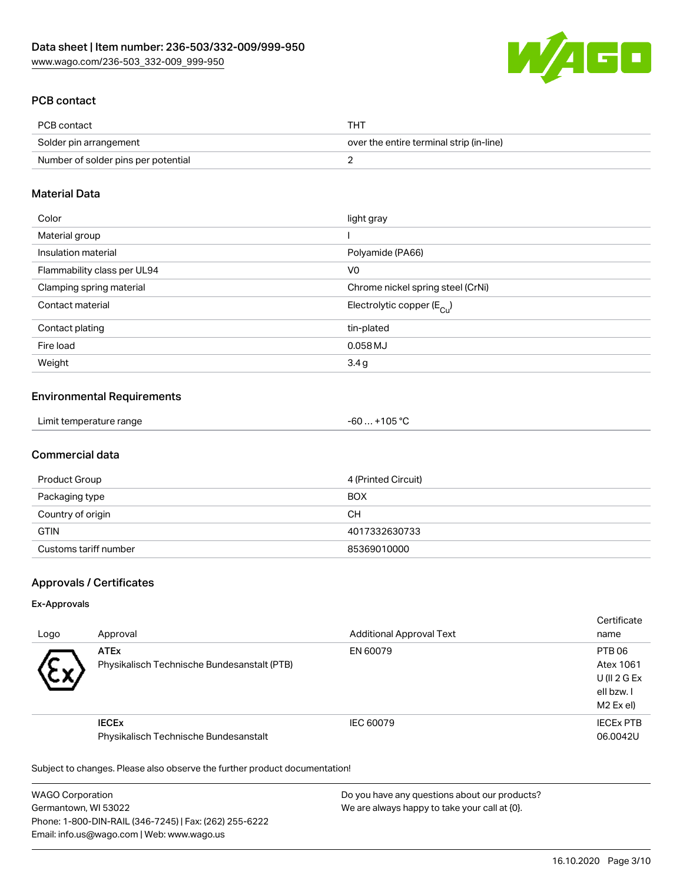## PCB contact

| PCB contact | THT |
|---|---|
| Solder pin arrangement | over the entire terminal strip (in-line) |
| Number of solder pins per potential | 2 |

## Material Data

| Color | light gray |
|---|---|
| Material group | I |
| Insulation material | Polyamide (PA66) |
| Flammability class per UL94 | V0 |
| Clamping spring material | Chrome nickel spring steel (CrNi) |
| Contact material | Electrolytic copper ($E_{Cu}$) |
| Contact plating | tin-plated |
| Fire load | 0.058 MJ |
| Weight | 3.4 g |

## Environmental Requirements

| Limit temperature range | -60 … +105 °C |
|---|---|

## Commercial data

| Product Group | 4 (Printed Circuit) |
|---|---|
| Packaging type | BOX |
| Country of origin | CH |
| GTIN | 4017332630733 |
| Customs tariff number | 85369010000 |

## Approvals / Certificates

### Ex-Approvals

| Logo | Approval | Additional Approval Text | Certificate name |
|---|---|---|---|
| | **ATEx** Physikalisch Technische Bundesanstalt (PTB) | EN 60079 | PTB 06 Atex 1061 U (II 2 G Ex eII bzw. I M2 Ex eI) |
| | **IECEx** Physikalisch Technische Bundesanstalt | IEC 60079 | IECEx PTB 06.0042U |

Subject to changes. Please also observe the further product documentation!

WAGO Corporation
Germantown, WI 53022
Phone: 1-800-DIN-RAIL (346-7245) | Fax: (262) 255-6222
Email: info.us@wago.com | Web: www.wago.us

Do you have any questions about our products?
We are always happy to take your call at {0}.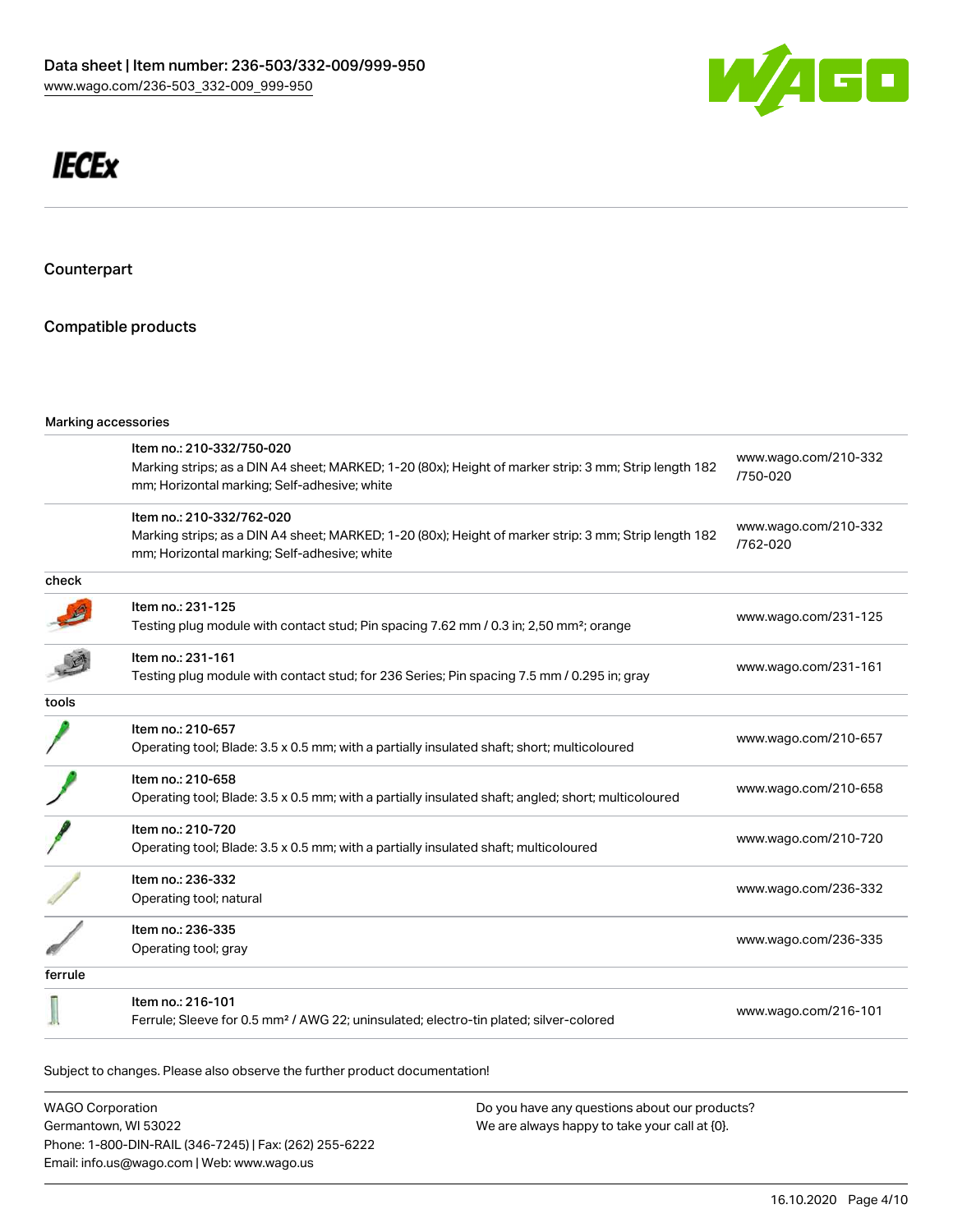# IECEx

## Counterpart

## Compatible products

| Marking accessories | | |
| --- | --- | --- |
| | Item no.: 210-332/750-020<br>Marking strips; as a DIN A4 sheet; MARKED; 1-20 (80x); Height of marker strip: 3 mm; Strip length 182 mm; Horizontal marking; Self-adhesive; white | www.wago.com/210-332/750-020 |
| | Item no.: 210-332/762-020<br>Marking strips; as a DIN A4 sheet; MARKED; 1-20 (80x); Height of marker strip: 3 mm; Strip length 182 mm; Horizontal marking; Self-adhesive; white | www.wago.com/210-332/762-020 |
| check | | |
| | Item no.: 231-125<br>Testing plug module with contact stud; Pin spacing 7.62 mm / 0.3 in; 2,50 mm²; orange | www.wago.com/231-125 |
| | Item no.: 231-161<br>Testing plug module with contact stud; for 236 Series; Pin spacing 7.5 mm / 0.295 in; gray | www.wago.com/231-161 |
| tools | | |
| | Item no.: 210-657<br>Operating tool; Blade: 3.5 x 0.5 mm; with a partially insulated shaft; short; multicoloured | www.wago.com/210-657 |
| | Item no.: 210-658<br>Operating tool; Blade: 3.5 x 0.5 mm; with a partially insulated shaft; angled; short; multicoloured | www.wago.com/210-658 |
| | Item no.: 210-720<br>Operating tool; Blade: 3.5 x 0.5 mm; with a partially insulated shaft; multicoloured | www.wago.com/210-720 |
| | Item no.: 236-332<br>Operating tool; natural | www.wago.com/236-332 |
| | Item no.: 236-335<br>Operating tool; gray | www.wago.com/236-335 |
| ferrule | | |
| | Item no.: 216-101<br>Ferrule; Sleeve for 0.5 mm² / AWG 22; uninsulated; electro-tin plated; silver-colored | www.wago.com/216-101 |

Subject to changes. Please also observe the further product documentation!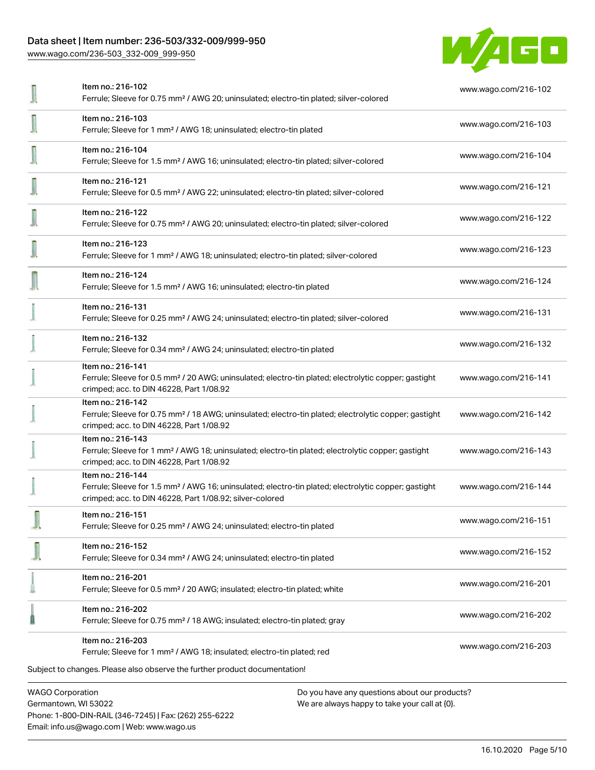| Item | Description | Link |
| --- | --- | --- |
| Item no.: 216-102 | Ferrule; Sleeve for 0.75 mm² / AWG 20; uninsulated; electro-tin plated; silver-colored | www.wago.com/216-102 |
| Item no.: 216-103 | Ferrule; Sleeve for 1 mm² / AWG 18; uninsulated; electro-tin plated | www.wago.com/216-103 |
| Item no.: 216-104 | Ferrule; Sleeve for 1.5 mm² / AWG 16; uninsulated; electro-tin plated; silver-colored | www.wago.com/216-104 |
| Item no.: 216-121 | Ferrule; Sleeve for 0.5 mm² / AWG 22; uninsulated; electro-tin plated; silver-colored | www.wago.com/216-121 |
| Item no.: 216-122 | Ferrule; Sleeve for 0.75 mm² / AWG 20; uninsulated; electro-tin plated; silver-colored | www.wago.com/216-122 |
| Item no.: 216-123 | Ferrule; Sleeve for 1 mm² / AWG 18; uninsulated; electro-tin plated; silver-colored | www.wago.com/216-123 |
| Item no.: 216-124 | Ferrule; Sleeve for 1.5 mm² / AWG 16; uninsulated; electro-tin plated | www.wago.com/216-124 |
| Item no.: 216-131 | Ferrule; Sleeve for 0.25 mm² / AWG 24; uninsulated; electro-tin plated; silver-colored | www.wago.com/216-131 |
| Item no.: 216-132 | Ferrule; Sleeve for 0.34 mm² / AWG 24; uninsulated; electro-tin plated | www.wago.com/216-132 |
| Item no.: 216-141 | Ferrule; Sleeve for 0.5 mm² / 20 AWG; uninsulated; electro-tin plated; electrolytic copper; gastight crimped; acc. to DIN 46228, Part 1/08.92 | www.wago.com/216-141 |
| Item no.: 216-142 | Ferrule; Sleeve for 0.75 mm² / 18 AWG; uninsulated; electro-tin plated; electrolytic copper; gastight crimped; acc. to DIN 46228, Part 1/08.92 | www.wago.com/216-142 |
| Item no.: 216-143 | Ferrule; Sleeve for 1 mm² / AWG 18; uninsulated; electro-tin plated; electrolytic copper; gastight crimped; acc. to DIN 46228, Part 1/08.92 | www.wago.com/216-143 |
| Item no.: 216-144 | Ferrule; Sleeve for 1.5 mm² / AWG 16; uninsulated; electro-tin plated; electrolytic copper; gastight crimped; acc. to DIN 46228, Part 1/08.92; silver-colored | www.wago.com/216-144 |
| Item no.: 216-151 | Ferrule; Sleeve for 0.25 mm² / AWG 24; uninsulated; electro-tin plated | www.wago.com/216-151 |
| Item no.: 216-152 | Ferrule; Sleeve for 0.34 mm² / AWG 24; uninsulated; electro-tin plated | www.wago.com/216-152 |
| Item no.: 216-201 | Ferrule; Sleeve for 0.5 mm² / 20 AWG; insulated; electro-tin plated; white | www.wago.com/216-201 |
| Item no.: 216-202 | Ferrule; Sleeve for 0.75 mm² / 18 AWG; insulated; electro-tin plated; gray | www.wago.com/216-202 |
| Item no.: 216-203 | Ferrule; Sleeve for 1 mm² / AWG 18; insulated; electro-tin plated; red | www.wago.com/216-203 |

Subject to changes. Please also observe the further product documentation!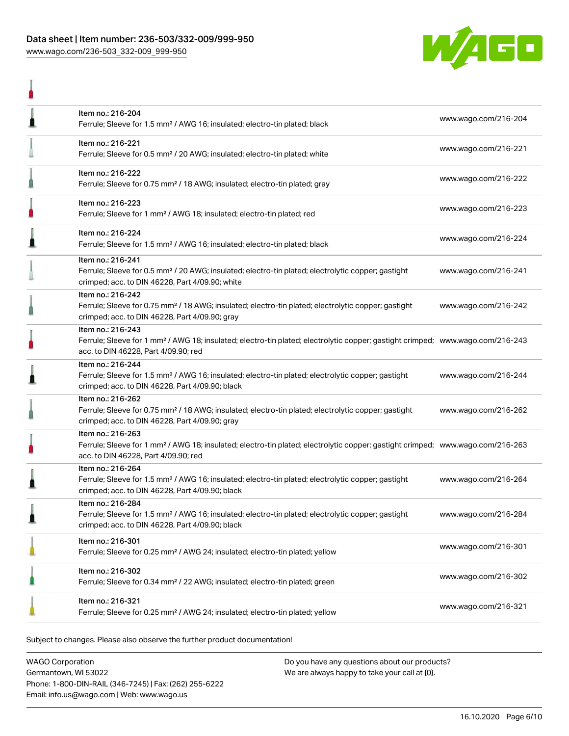| | | |
|---|---|---|
| | Item no.: 216-204<br>Ferrule; Sleeve for 1.5 mm² / AWG 16; insulated; electro-tin plated; black | www.wago.com/216-204 |
| | Item no.: 216-221<br>Ferrule; Sleeve for 0.5 mm² / 20 AWG; insulated; electro-tin plated; white | www.wago.com/216-221 |
| | Item no.: 216-222<br>Ferrule; Sleeve for 0.75 mm² / 18 AWG; insulated; electro-tin plated; gray | www.wago.com/216-222 |
| | Item no.: 216-223<br>Ferrule; Sleeve for 1 mm² / AWG 18; insulated; electro-tin plated; red | www.wago.com/216-223 |
| | Item no.: 216-224<br>Ferrule; Sleeve for 1.5 mm² / AWG 16; insulated; electro-tin plated; black | www.wago.com/216-224 |
| | Item no.: 216-241<br>Ferrule; Sleeve for 0.5 mm² / 20 AWG; insulated; electro-tin plated; electrolytic copper; gastight crimped; acc. to DIN 46228, Part 4/09.90; white | www.wago.com/216-241 |
| | Item no.: 216-242<br>Ferrule; Sleeve for 0.75 mm² / 18 AWG; insulated; electro-tin plated; electrolytic copper; gastight crimped; acc. to DIN 46228, Part 4/09.90; gray | www.wago.com/216-242 |
| | Item no.: 216-243<br>Ferrule; Sleeve for 1 mm² / AWG 18; insulated; electro-tin plated; electrolytic copper; gastight crimped; acc. to DIN 46228, Part 4/09.90; red | www.wago.com/216-243 |
| | Item no.: 216-244<br>Ferrule; Sleeve for 1.5 mm² / AWG 16; insulated; electro-tin plated; electrolytic copper; gastight crimped; acc. to DIN 46228, Part 4/09.90; black | www.wago.com/216-244 |
| | Item no.: 216-262<br>Ferrule; Sleeve for 0.75 mm² / 18 AWG; insulated; electro-tin plated; electrolytic copper; gastight crimped; acc. to DIN 46228, Part 4/09.90; gray | www.wago.com/216-262 |
| | Item no.: 216-263<br>Ferrule; Sleeve for 1 mm² / AWG 18; insulated; electro-tin plated; electrolytic copper; gastight crimped; acc. to DIN 46228, Part 4/09.90; red | www.wago.com/216-263 |
| | Item no.: 216-264<br>Ferrule; Sleeve for 1.5 mm² / AWG 16; insulated; electro-tin plated; electrolytic copper; gastight crimped; acc. to DIN 46228, Part 4/09.90; black | www.wago.com/216-264 |
| | Item no.: 216-284<br>Ferrule; Sleeve for 1.5 mm² / AWG 16; insulated; electro-tin plated; electrolytic copper; gastight crimped; acc. to DIN 46228, Part 4/09.90; black | www.wago.com/216-284 |
| | Item no.: 216-301<br>Ferrule; Sleeve for 0.25 mm² / AWG 24; insulated; electro-tin plated; yellow | www.wago.com/216-301 |
| | Item no.: 216-302<br>Ferrule; Sleeve for 0.34 mm² / 22 AWG; insulated; electro-tin plated; green | www.wago.com/216-302 |
| | Item no.: 216-321<br>Ferrule; Sleeve for 0.25 mm² / AWG 24; insulated; electro-tin plated; yellow | www.wago.com/216-321 |

Subject to changes. Please also observe the further product documentation!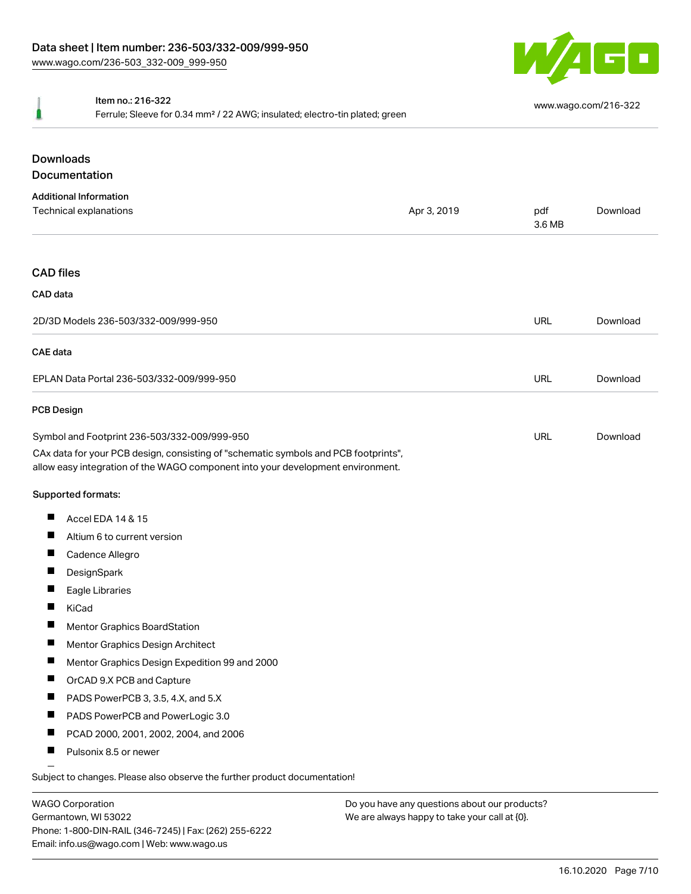Item no.: 216-322

Ferrule; Sleeve for 0.34 mm² / 22 AWG; insulated; electro-tin plated; green

www.wago.com/216-322

## Downloads

## Documentation

### Additional Information

| | | | |
|---|---|---|---|
| Technical explanations | Apr 3, 2019 | pdf 3.6 MB | Download |

## CAD files

### CAD data

| | | |
|---|---|---|
| 2D/3D Models 236-503/332-009/999-950 | URL | Download |

### CAE data

| | | |
|---|---|---|
| EPLAN Data Portal 236-503/332-009/999-950 | URL | Download |

### PCB Design

| | | |
|---|---|---|
| Symbol and Footprint 236-503/332-009/999-950 | URL | Download |

CAx data for your PCB design, consisting of "schematic symbols and PCB footprints", allow easy integration of the WAGO component into your development environment.

Supported formats:

- Accel EDA 14 & 15
- Altium 6 to current version
- Cadence Allegro
- DesignSpark
- Eagle Libraries
- KiCad
- Mentor Graphics BoardStation
- Mentor Graphics Design Architect
- Mentor Graphics Design Expedition 99 and 2000
- OrCAD 9.X PCB and Capture
- PADS PowerPCB 3, 3.5, 4.X, and 5.X
- PADS PowerPCB and PowerLogic 3.0
- PCAD 2000, 2001, 2002, 2004, and 2006
- Pulsonix 8.5 or newer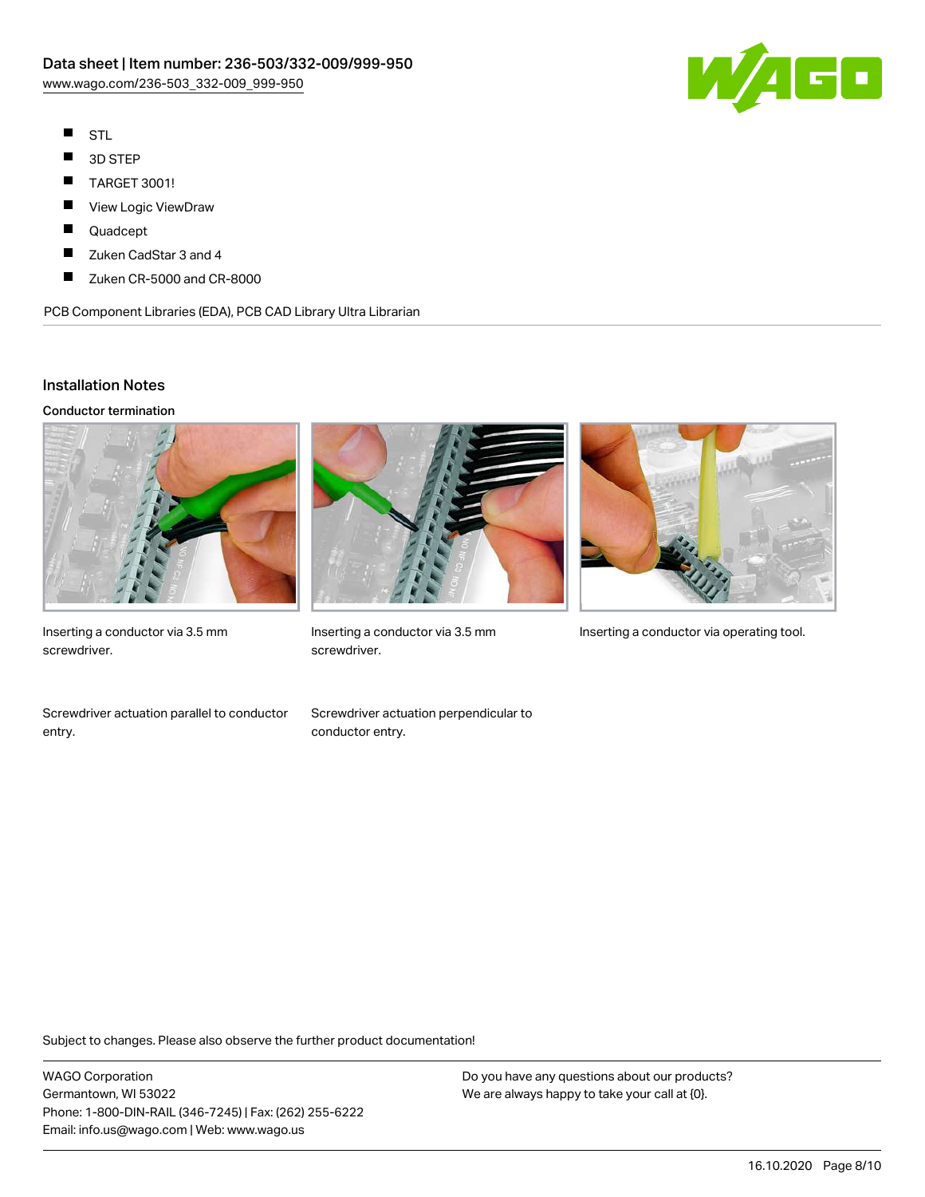- STL
- 3D STEP
- TARGET 3001!
- View Logic ViewDraw
- Quadcept
- Zuken CadStar 3 and 4
- Zuken CR-5000 and CR-8000

PCB Component Libraries (EDA), PCB CAD Library Ultra Librarian

## Installation Notes

### Conductor termination

Inserting a conductor via 3.5 mm screwdriver.

Inserting a conductor via 3.5 mm screwdriver.

Inserting a conductor via operating tool.

Screwdriver actuation parallel to conductor entry.

Screwdriver actuation perpendicular to conductor entry.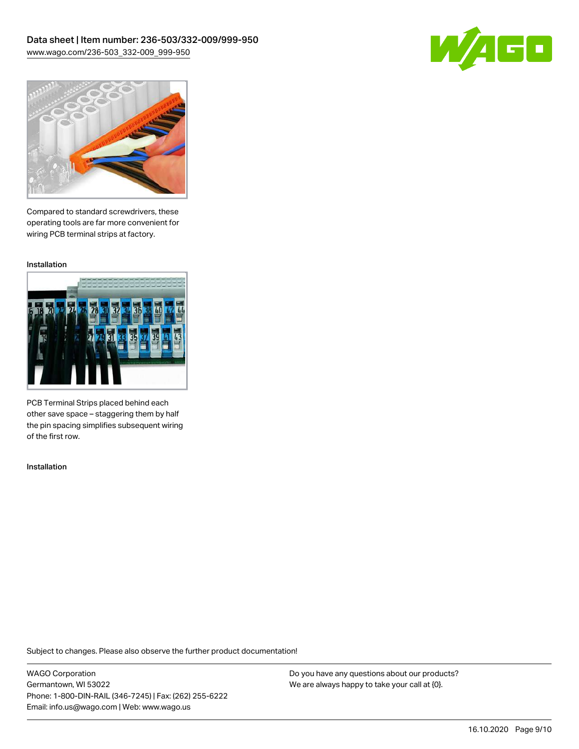Compared to standard screwdrivers, these operating tools are far more convenient for wiring PCB terminal strips at factory.

Installation

PCB Terminal Strips placed behind each other save space – staggering them by half the pin spacing simplifies subsequent wiring of the first row.

Installation

Subject to changes. Please also observe the further product documentation!

WAGO Corporation
Germantown, WI 53022
Phone: 1-800-DIN-RAIL (346-7245) | Fax: (262) 255-6222
Email: info.us@wago.com | Web: www.wago.us

Do you have any questions about our products?
We are always happy to take your call at {0}.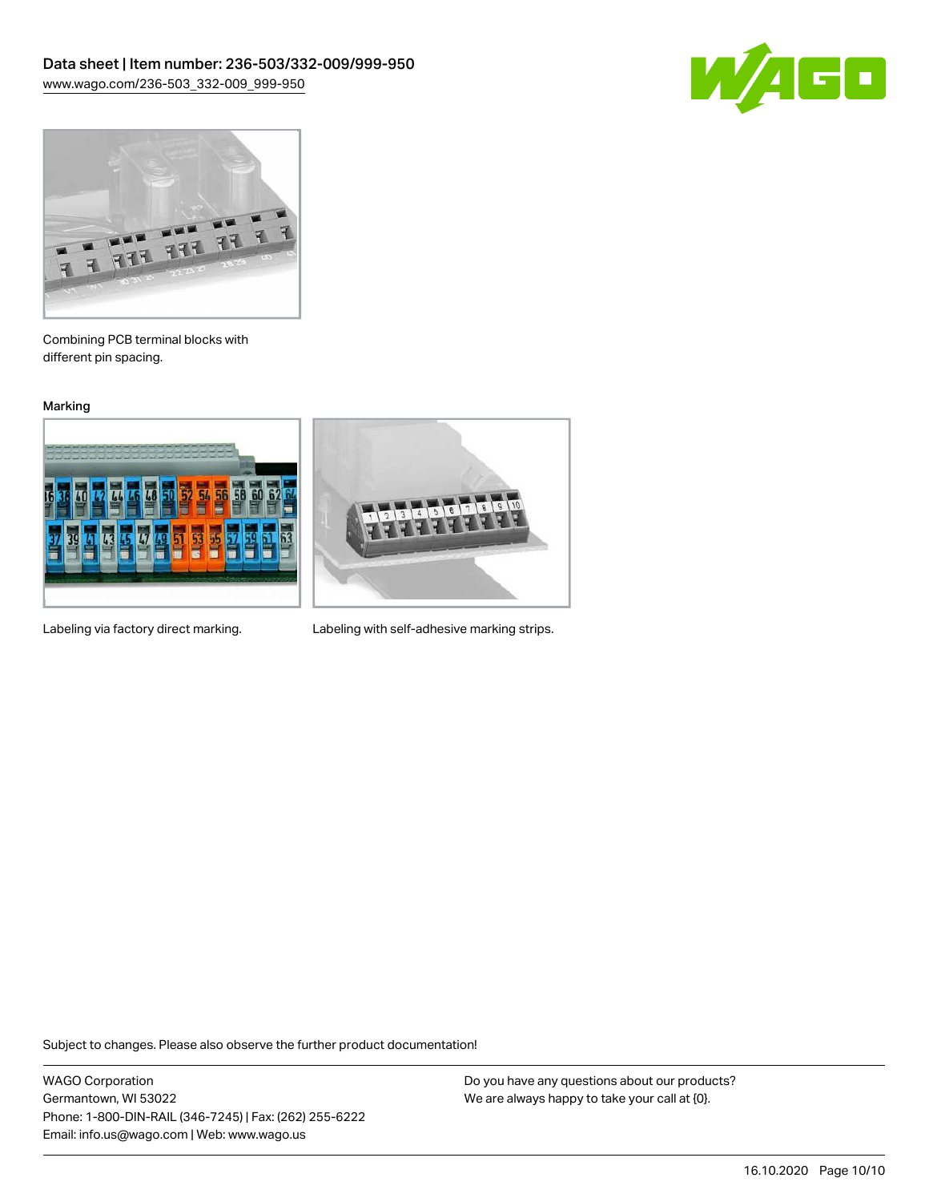Combining PCB terminal blocks with different pin spacing.

Marking

Labeling via factory direct marking.

Labeling with self-adhesive marking strips.

Subject to changes. Please also observe the further product documentation!

WAGO Corporation
Germantown, WI 53022
Phone: 1-800-DIN-RAIL (346-7245) | Fax: (262) 255-6222
Email: info.us@wago.com | Web: www.wago.us

Do you have any questions about our products?
We are always happy to take your call at {0}.